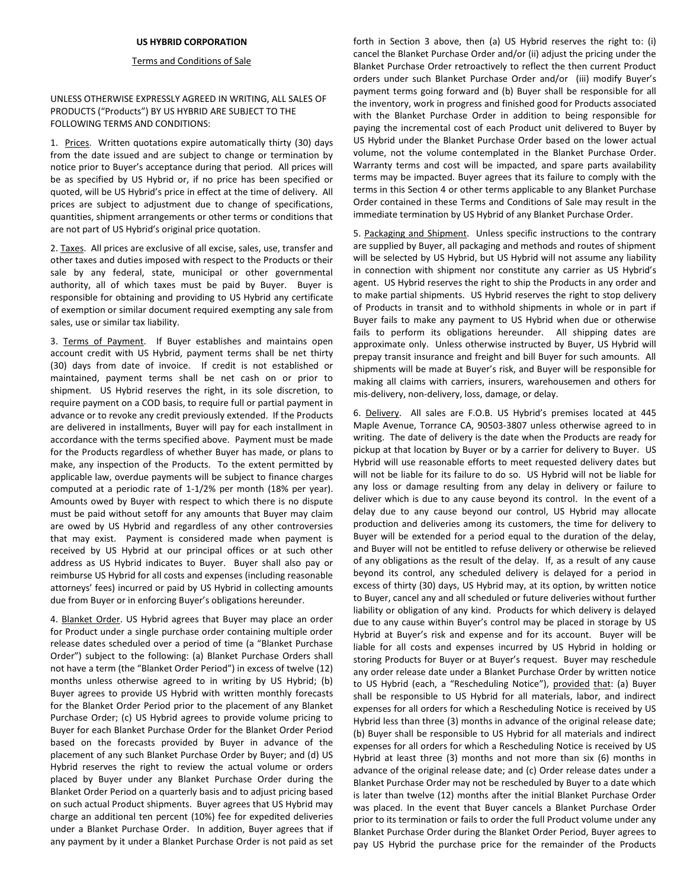**US HYBRID CORPORATION**

Terms and Conditions of Sale

UNLESS OTHERWISE EXPRESSLY AGREED IN WRITING, ALL SALES OF PRODUCTS ("Products") BY US HYBRID ARE SUBJECT TO THE FOLLOWING TERMS AND CONDITIONS:

1. Prices. Written quotations expire automatically thirty (30) days from the date issued and are subject to change or termination by notice prior to Buyer's acceptance during that period. All prices will be as specified by US Hybrid or, if no price has been specified or quoted, will be US Hybrid's price in effect at the time of delivery. All prices are subject to adjustment due to change of specifications, quantities, shipment arrangements or other terms or conditions that are not part of US Hybrid's original price quotation.

2. Taxes. All prices are exclusive of all excise, sales, use, transfer and other taxes and duties imposed with respect to the Products or their sale by any federal, state, municipal or other governmental authority, all of which taxes must be paid by Buyer. Buyer is responsible for obtaining and providing to US Hybrid any certificate of exemption or similar document required exempting any sale from sales, use or similar tax liability.

3. Terms of Payment. If Buyer establishes and maintains open account credit with US Hybrid, payment terms shall be net thirty (30) days from date of invoice. If credit is not established or maintained, payment terms shall be net cash on or prior to shipment. US Hybrid reserves the right, in its sole discretion, to require payment on a COD basis, to require full or partial payment in advance or to revoke any credit previously extended. If the Products are delivered in installments, Buyer will pay for each installment in accordance with the terms specified above. Payment must be made for the Products regardless of whether Buyer has made, or plans to make, any inspection of the Products. To the extent permitted by applicable law, overdue payments will be subject to finance charges computed at a periodic rate of 1-1/2% per month (18% per year). Amounts owed by Buyer with respect to which there is no dispute must be paid without setoff for any amounts that Buyer may claim are owed by US Hybrid and regardless of any other controversies that may exist. Payment is considered made when payment is received by US Hybrid at our principal offices or at such other address as US Hybrid indicates to Buyer. Buyer shall also pay or reimburse US Hybrid for all costs and expenses (including reasonable attorneys' fees) incurred or paid by US Hybrid in collecting amounts due from Buyer or in enforcing Buyer's obligations hereunder.

4. Blanket Order. US Hybrid agrees that Buyer may place an order for Product under a single purchase order containing multiple order release dates scheduled over a period of time (a "Blanket Purchase Order") subject to the following: (a) Blanket Purchase Orders shall not have a term (the "Blanket Order Period") in excess of twelve (12) months unless otherwise agreed to in writing by US Hybrid; (b) Buyer agrees to provide US Hybrid with written monthly forecasts for the Blanket Order Period prior to the placement of any Blanket Purchase Order; (c) US Hybrid agrees to provide volume pricing to Buyer for each Blanket Purchase Order for the Blanket Order Period based on the forecasts provided by Buyer in advance of the placement of any such Blanket Purchase Order by Buyer; and (d) US Hybrid reserves the right to review the actual volume or orders placed by Buyer under any Blanket Purchase Order during the Blanket Order Period on a quarterly basis and to adjust pricing based on such actual Product shipments. Buyer agrees that US Hybrid may charge an additional ten percent (10%) fee for expedited deliveries under a Blanket Purchase Order. In addition, Buyer agrees that if any payment by it under a Blanket Purchase Order is not paid as set forth in Section 3 above, then (a) US Hybrid reserves the right to: (i) cancel the Blanket Purchase Order and/or (ii) adjust the pricing under the Blanket Purchase Order retroactively to reflect the then current Product orders under such Blanket Purchase Order and/or (iii) modify Buyer's payment terms going forward and (b) Buyer shall be responsible for all the inventory, work in progress and finished good for Products associated with the Blanket Purchase Order in addition to being responsible for paying the incremental cost of each Product unit delivered to Buyer by US Hybrid under the Blanket Purchase Order based on the lower actual volume, not the volume contemplated in the Blanket Purchase Order. Warranty terms and cost will be impacted, and spare parts availability terms may be impacted. Buyer agrees that its failure to comply with the terms in this Section 4 or other terms applicable to any Blanket Purchase Order contained in these Terms and Conditions of Sale may result in the immediate termination by US Hybrid of any Blanket Purchase Order.

5. Packaging and Shipment. Unless specific instructions to the contrary are supplied by Buyer, all packaging and methods and routes of shipment will be selected by US Hybrid, but US Hybrid will not assume any liability in connection with shipment nor constitute any carrier as US Hybrid's agent. US Hybrid reserves the right to ship the Products in any order and to make partial shipments. US Hybrid reserves the right to stop delivery of Products in transit and to withhold shipments in whole or in part if Buyer fails to make any payment to US Hybrid when due or otherwise fails to perform its obligations hereunder. All shipping dates are approximate only. Unless otherwise instructed by Buyer, US Hybrid will prepay transit insurance and freight and bill Buyer for such amounts. All shipments will be made at Buyer's risk, and Buyer will be responsible for making all claims with carriers, insurers, warehousemen and others for mis-delivery, non-delivery, loss, damage, or delay.

6. Delivery. All sales are F.O.B. US Hybrid's premises located at 445 Maple Avenue, Torrance CA, 90503-3807 unless otherwise agreed to in writing. The date of delivery is the date when the Products are ready for pickup at that location by Buyer or by a carrier for delivery to Buyer. US Hybrid will use reasonable efforts to meet requested delivery dates but will not be liable for its failure to do so. US Hybrid will not be liable for any loss or damage resulting from any delay in delivery or failure to deliver which is due to any cause beyond its control. In the event of a delay due to any cause beyond our control, US Hybrid may allocate production and deliveries among its customers, the time for delivery to Buyer will be extended for a period equal to the duration of the delay, and Buyer will not be entitled to refuse delivery or otherwise be relieved of any obligations as the result of the delay. If, as a result of any cause beyond its control, any scheduled delivery is delayed for a period in excess of thirty (30) days, US Hybrid may, at its option, by written notice to Buyer, cancel any and all scheduled or future deliveries without further liability or obligation of any kind. Products for which delivery is delayed due to any cause within Buyer's control may be placed in storage by US Hybrid at Buyer's risk and expense and for its account. Buyer will be liable for all costs and expenses incurred by US Hybrid in holding or storing Products for Buyer or at Buyer's request. Buyer may reschedule any order release date under a Blanket Purchase Order by written notice to US Hybrid (each, a "Rescheduling Notice"), provided that: (a) Buyer shall be responsible to US Hybrid for all materials, labor, and indirect expenses for all orders for which a Rescheduling Notice is received by US Hybrid less than three (3) months in advance of the original release date; (b) Buyer shall be responsible to US Hybrid for all materials and indirect expenses for all orders for which a Rescheduling Notice is received by US Hybrid at least three (3) months and not more than six (6) months in advance of the original release date; and (c) Order release dates under a Blanket Purchase Order may not be rescheduled by Buyer to a date which is later than twelve (12) months after the initial Blanket Purchase Order was placed. In the event that Buyer cancels a Blanket Purchase Order prior to its termination or fails to order the full Product volume under any Blanket Purchase Order during the Blanket Order Period, Buyer agrees to pay US Hybrid the purchase price for the remainder of the Products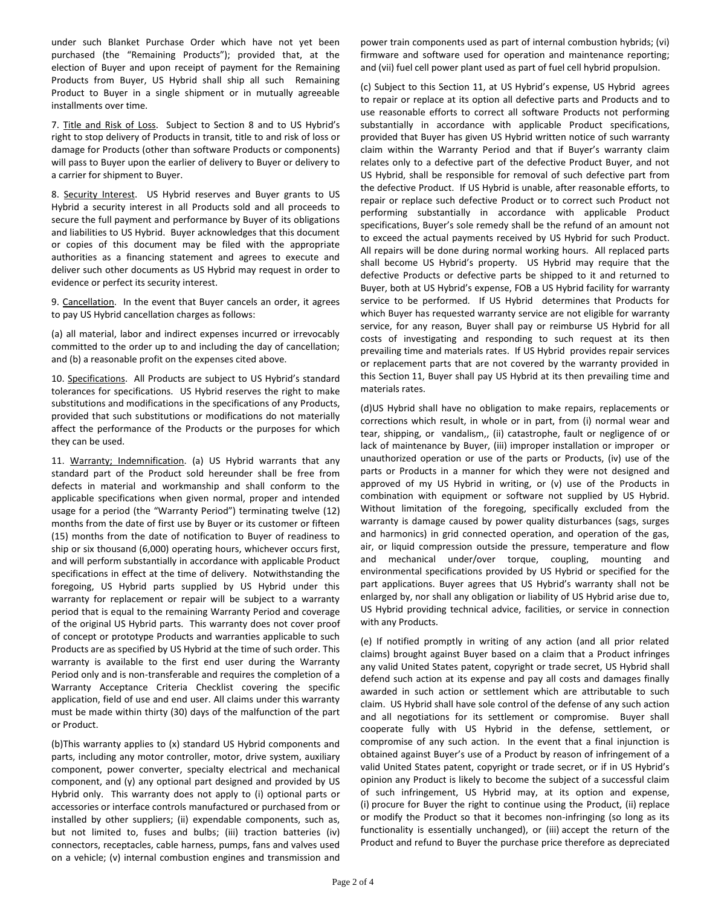under such Blanket Purchase Order which have not yet been purchased (the "Remaining Products"); provided that, at the election of Buyer and upon receipt of payment for the Remaining Products from Buyer, US Hybrid shall ship all such Remaining Product to Buyer in a single shipment or in mutually agreeable installments over time.

7. Title and Risk of Loss. Subject to Section 8 and to US Hybrid's right to stop delivery of Products in transit, title to and risk of loss or damage for Products (other than software Products or components) will pass to Buyer upon the earlier of delivery to Buyer or delivery to a carrier for shipment to Buyer.

8. Security Interest. US Hybrid reserves and Buyer grants to US Hybrid a security interest in all Products sold and all proceeds to secure the full payment and performance by Buyer of its obligations and liabilities to US Hybrid. Buyer acknowledges that this document or copies of this document may be filed with the appropriate authorities as a financing statement and agrees to execute and deliver such other documents as US Hybrid may request in order to evidence or perfect its security interest.

9. Cancellation. In the event that Buyer cancels an order, it agrees to pay US Hybrid cancellation charges as follows:

(a) all material, labor and indirect expenses incurred or irrevocably committed to the order up to and including the day of cancellation; and (b) a reasonable profit on the expenses cited above.

10. Specifications. All Products are subject to US Hybrid's standard tolerances for specifications. US Hybrid reserves the right to make substitutions and modifications in the specifications of any Products, provided that such substitutions or modifications do not materially affect the performance of the Products or the purposes for which they can be used.

11. Warranty; Indemnification. (a) US Hybrid warrants that any standard part of the Product sold hereunder shall be free from defects in material and workmanship and shall conform to the applicable specifications when given normal, proper and intended usage for a period (the "Warranty Period") terminating twelve (12) months from the date of first use by Buyer or its customer or fifteen (15) months from the date of notification to Buyer of readiness to ship or six thousand (6,000) operating hours, whichever occurs first, and will perform substantially in accordance with applicable Product specifications in effect at the time of delivery. Notwithstanding the foregoing, US Hybrid parts supplied by US Hybrid under this warranty for replacement or repair will be subject to a warranty period that is equal to the remaining Warranty Period and coverage of the original US Hybrid parts. This warranty does not cover proof of concept or prototype Products and warranties applicable to such Products are as specified by US Hybrid at the time of such order. This warranty is available to the first end user during the Warranty Period only and is non-transferable and requires the completion of a Warranty Acceptance Criteria Checklist covering the specific application, field of use and end user. All claims under this warranty must be made within thirty (30) days of the malfunction of the part or Product.

(b)This warranty applies to (x) standard US Hybrid components and parts, including any motor controller, motor, drive system, auxiliary component, power converter, specialty electrical and mechanical component, and (y) any optional part designed and provided by US Hybrid only. This warranty does not apply to (i) optional parts or accessories or interface controls manufactured or purchased from or installed by other suppliers; (ii) expendable components, such as, but not limited to, fuses and bulbs; (iii) traction batteries (iv) connectors, receptacles, cable harness, pumps, fans and valves used on a vehicle; (v) internal combustion engines and transmission and power train components used as part of internal combustion hybrids; (vi) firmware and software used for operation and maintenance reporting; and (vii) fuel cell power plant used as part of fuel cell hybrid propulsion.

(c) Subject to this Section 11, at US Hybrid's expense, US Hybrid agrees to repair or replace at its option all defective parts and Products and to use reasonable efforts to correct all software Products not performing substantially in accordance with applicable Product specifications, provided that Buyer has given US Hybrid written notice of such warranty claim within the Warranty Period and that if Buyer's warranty claim relates only to a defective part of the defective Product Buyer, and not US Hybrid, shall be responsible for removal of such defective part from the defective Product. If US Hybrid is unable, after reasonable efforts, to repair or replace such defective Product or to correct such Product not performing substantially in accordance with applicable Product specifications, Buyer's sole remedy shall be the refund of an amount not to exceed the actual payments received by US Hybrid for such Product. All repairs will be done during normal working hours. All replaced parts shall become US Hybrid's property. US Hybrid may require that the defective Products or defective parts be shipped to it and returned to Buyer, both at US Hybrid's expense, FOB a US Hybrid facility for warranty service to be performed. If US Hybrid determines that Products for which Buyer has requested warranty service are not eligible for warranty service, for any reason, Buyer shall pay or reimburse US Hybrid for all costs of investigating and responding to such request at its then prevailing time and materials rates. If US Hybrid provides repair services or replacement parts that are not covered by the warranty provided in this Section 11, Buyer shall pay US Hybrid at its then prevailing time and materials rates.

(d)US Hybrid shall have no obligation to make repairs, replacements or corrections which result, in whole or in part, from (i) normal wear and tear, shipping, or vandalism,, (ii) catastrophe, fault or negligence of or lack of maintenance by Buyer, (iii) improper installation or improper or unauthorized operation or use of the parts or Products, (iv) use of the parts or Products in a manner for which they were not designed and approved of my US Hybrid in writing, or (v) use of the Products in combination with equipment or software not supplied by US Hybrid. Without limitation of the foregoing, specifically excluded from the warranty is damage caused by power quality disturbances (sags, surges and harmonics) in grid connected operation, and operation of the gas, air, or liquid compression outside the pressure, temperature and flow and mechanical under/over torque, coupling, mounting and environmental specifications provided by US Hybrid or specified for the part applications. Buyer agrees that US Hybrid's warranty shall not be enlarged by, nor shall any obligation or liability of US Hybrid arise due to, US Hybrid providing technical advice, facilities, or service in connection with any Products.

(e) If notified promptly in writing of any action (and all prior related claims) brought against Buyer based on a claim that a Product infringes any valid United States patent, copyright or trade secret, US Hybrid shall defend such action at its expense and pay all costs and damages finally awarded in such action or settlement which are attributable to such claim. US Hybrid shall have sole control of the defense of any such action and all negotiations for its settlement or compromise. Buyer shall cooperate fully with US Hybrid in the defense, settlement, or compromise of any such action. In the event that a final injunction is obtained against Buyer's use of a Product by reason of infringement of a valid United States patent, copyright or trade secret, or if in US Hybrid's opinion any Product is likely to become the subject of a successful claim of such infringement, US Hybrid may, at its option and expense, (i) procure for Buyer the right to continue using the Product, (ii) replace or modify the Product so that it becomes non-infringing (so long as its functionality is essentially unchanged), or (iii) accept the return of the Product and refund to Buyer the purchase price therefore as depreciated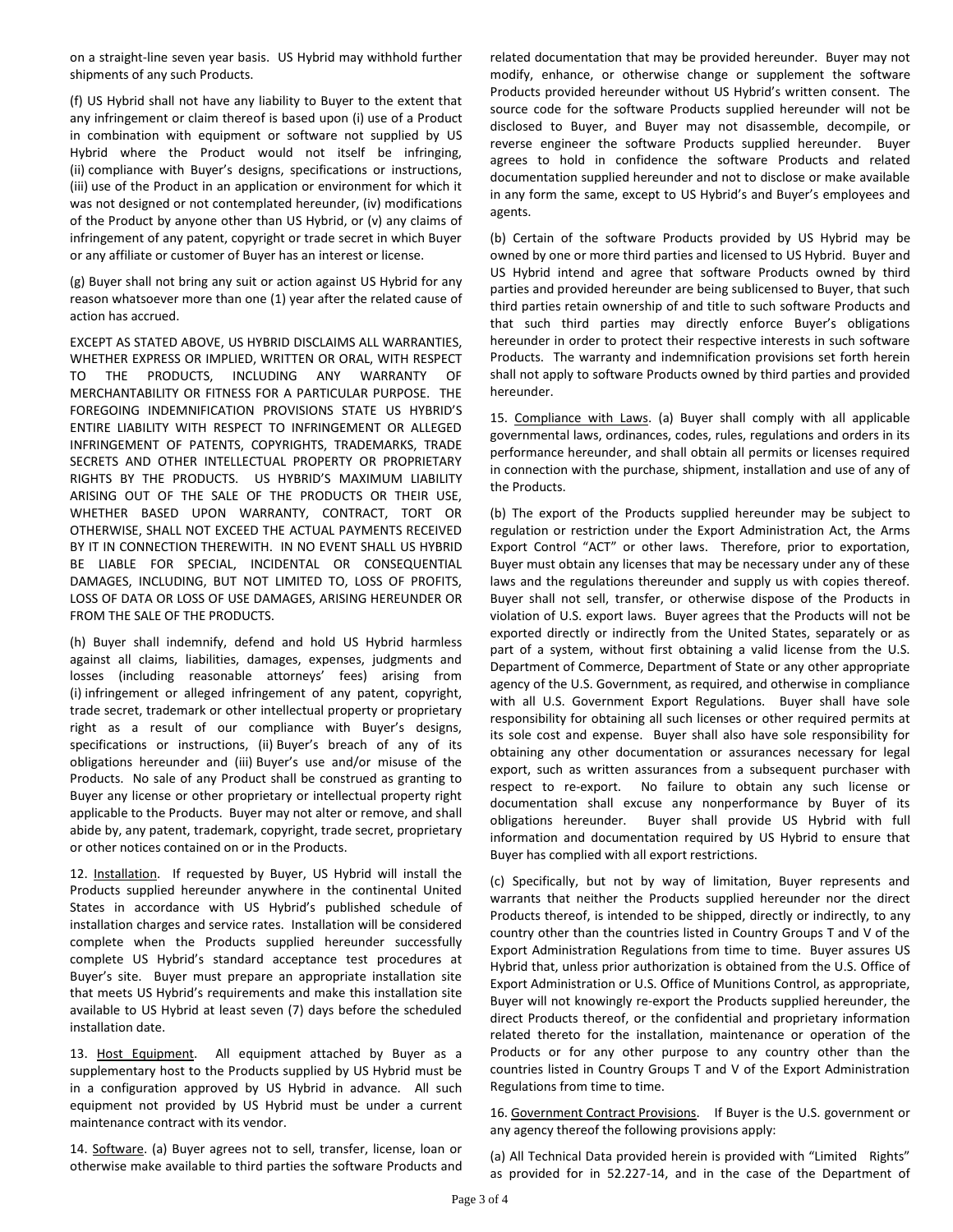on a straight-line seven year basis. US Hybrid may withhold further shipments of any such Products.

(f) US Hybrid shall not have any liability to Buyer to the extent that any infringement or claim thereof is based upon (i) use of a Product in combination with equipment or software not supplied by US Hybrid where the Product would not itself be infringing, (ii) compliance with Buyer's designs, specifications or instructions, (iii) use of the Product in an application or environment for which it was not designed or not contemplated hereunder, (iv) modifications of the Product by anyone other than US Hybrid, or (v) any claims of infringement of any patent, copyright or trade secret in which Buyer or any affiliate or customer of Buyer has an interest or license.

(g) Buyer shall not bring any suit or action against US Hybrid for any reason whatsoever more than one (1) year after the related cause of action has accrued.

EXCEPT AS STATED ABOVE, US HYBRID DISCLAIMS ALL WARRANTIES, WHETHER EXPRESS OR IMPLIED, WRITTEN OR ORAL, WITH RESPECT TO THE PRODUCTS, INCLUDING ANY WARRANTY OF MERCHANTABILITY OR FITNESS FOR A PARTICULAR PURPOSE. THE FOREGOING INDEMNIFICATION PROVISIONS STATE US HYBRID'S ENTIRE LIABILITY WITH RESPECT TO INFRINGEMENT OR ALLEGED INFRINGEMENT OF PATENTS, COPYRIGHTS, TRADEMARKS, TRADE SECRETS AND OTHER INTELLECTUAL PROPERTY OR PROPRIETARY RIGHTS BY THE PRODUCTS. US HYBRID'S MAXIMUM LIABILITY ARISING OUT OF THE SALE OF THE PRODUCTS OR THEIR USE, WHETHER BASED UPON WARRANTY, CONTRACT, TORT OR OTHERWISE, SHALL NOT EXCEED THE ACTUAL PAYMENTS RECEIVED BY IT IN CONNECTION THEREWITH. IN NO EVENT SHALL US HYBRID BE LIABLE FOR SPECIAL, INCIDENTAL OR CONSEQUENTIAL DAMAGES, INCLUDING, BUT NOT LIMITED TO, LOSS OF PROFITS, LOSS OF DATA OR LOSS OF USE DAMAGES, ARISING HEREUNDER OR FROM THE SALE OF THE PRODUCTS.

(h) Buyer shall indemnify, defend and hold US Hybrid harmless against all claims, liabilities, damages, expenses, judgments and losses (including reasonable attorneys' fees) arising from (i) infringement or alleged infringement of any patent, copyright, trade secret, trademark or other intellectual property or proprietary right as a result of our compliance with Buyer's designs, specifications or instructions, (ii) Buyer's breach of any of its obligations hereunder and (iii) Buyer's use and/or misuse of the Products. No sale of any Product shall be construed as granting to Buyer any license or other proprietary or intellectual property right applicable to the Products. Buyer may not alter or remove, and shall abide by, any patent, trademark, copyright, trade secret, proprietary or other notices contained on or in the Products.

12. Installation. If requested by Buyer, US Hybrid will install the Products supplied hereunder anywhere in the continental United States in accordance with US Hybrid's published schedule of installation charges and service rates. Installation will be considered complete when the Products supplied hereunder successfully complete US Hybrid's standard acceptance test procedures at Buyer's site. Buyer must prepare an appropriate installation site that meets US Hybrid's requirements and make this installation site available to US Hybrid at least seven (7) days before the scheduled installation date.

13. Host Equipment. All equipment attached by Buyer as a supplementary host to the Products supplied by US Hybrid must be in a configuration approved by US Hybrid in advance. All such equipment not provided by US Hybrid must be under a current maintenance contract with its vendor.

14. Software. (a) Buyer agrees not to sell, transfer, license, loan or otherwise make available to third parties the software Products and related documentation that may be provided hereunder. Buyer may not modify, enhance, or otherwise change or supplement the software Products provided hereunder without US Hybrid's written consent. The source code for the software Products supplied hereunder will not be disclosed to Buyer, and Buyer may not disassemble, decompile, or reverse engineer the software Products supplied hereunder. Buyer agrees to hold in confidence the software Products and related documentation supplied hereunder and not to disclose or make available in any form the same, except to US Hybrid's and Buyer's employees and agents.

(b) Certain of the software Products provided by US Hybrid may be owned by one or more third parties and licensed to US Hybrid. Buyer and US Hybrid intend and agree that software Products owned by third parties and provided hereunder are being sublicensed to Buyer, that such third parties retain ownership of and title to such software Products and that such third parties may directly enforce Buyer's obligations hereunder in order to protect their respective interests in such software Products. The warranty and indemnification provisions set forth herein shall not apply to software Products owned by third parties and provided hereunder.

15. Compliance with Laws. (a) Buyer shall comply with all applicable governmental laws, ordinances, codes, rules, regulations and orders in its performance hereunder, and shall obtain all permits or licenses required in connection with the purchase, shipment, installation and use of any of the Products.

(b) The export of the Products supplied hereunder may be subject to regulation or restriction under the Export Administration Act, the Arms Export Control "ACT" or other laws. Therefore, prior to exportation, Buyer must obtain any licenses that may be necessary under any of these laws and the regulations thereunder and supply us with copies thereof. Buyer shall not sell, transfer, or otherwise dispose of the Products in violation of U.S. export laws. Buyer agrees that the Products will not be exported directly or indirectly from the United States, separately or as part of a system, without first obtaining a valid license from the U.S. Department of Commerce, Department of State or any other appropriate agency of the U.S. Government, as required, and otherwise in compliance with all U.S. Government Export Regulations. Buyer shall have sole responsibility for obtaining all such licenses or other required permits at its sole cost and expense. Buyer shall also have sole responsibility for obtaining any other documentation or assurances necessary for legal export, such as written assurances from a subsequent purchaser with respect to re-export. No failure to obtain any such license or documentation shall excuse any nonperformance by Buyer of its obligations hereunder. Buyer shall provide US Hybrid with full information and documentation required by US Hybrid to ensure that Buyer has complied with all export restrictions.

(c) Specifically, but not by way of limitation, Buyer represents and warrants that neither the Products supplied hereunder nor the direct Products thereof, is intended to be shipped, directly or indirectly, to any country other than the countries listed in Country Groups T and V of the Export Administration Regulations from time to time. Buyer assures US Hybrid that, unless prior authorization is obtained from the U.S. Office of Export Administration or U.S. Office of Munitions Control, as appropriate, Buyer will not knowingly re-export the Products supplied hereunder, the direct Products thereof, or the confidential and proprietary information related thereto for the installation, maintenance or operation of the Products or for any other purpose to any country other than the countries listed in Country Groups T and V of the Export Administration Regulations from time to time.

16. Government Contract Provisions. If Buyer is the U.S. government or any agency thereof the following provisions apply:

(a) All Technical Data provided herein is provided with "Limited Rights" as provided for in 52.227-14, and in the case of the Department of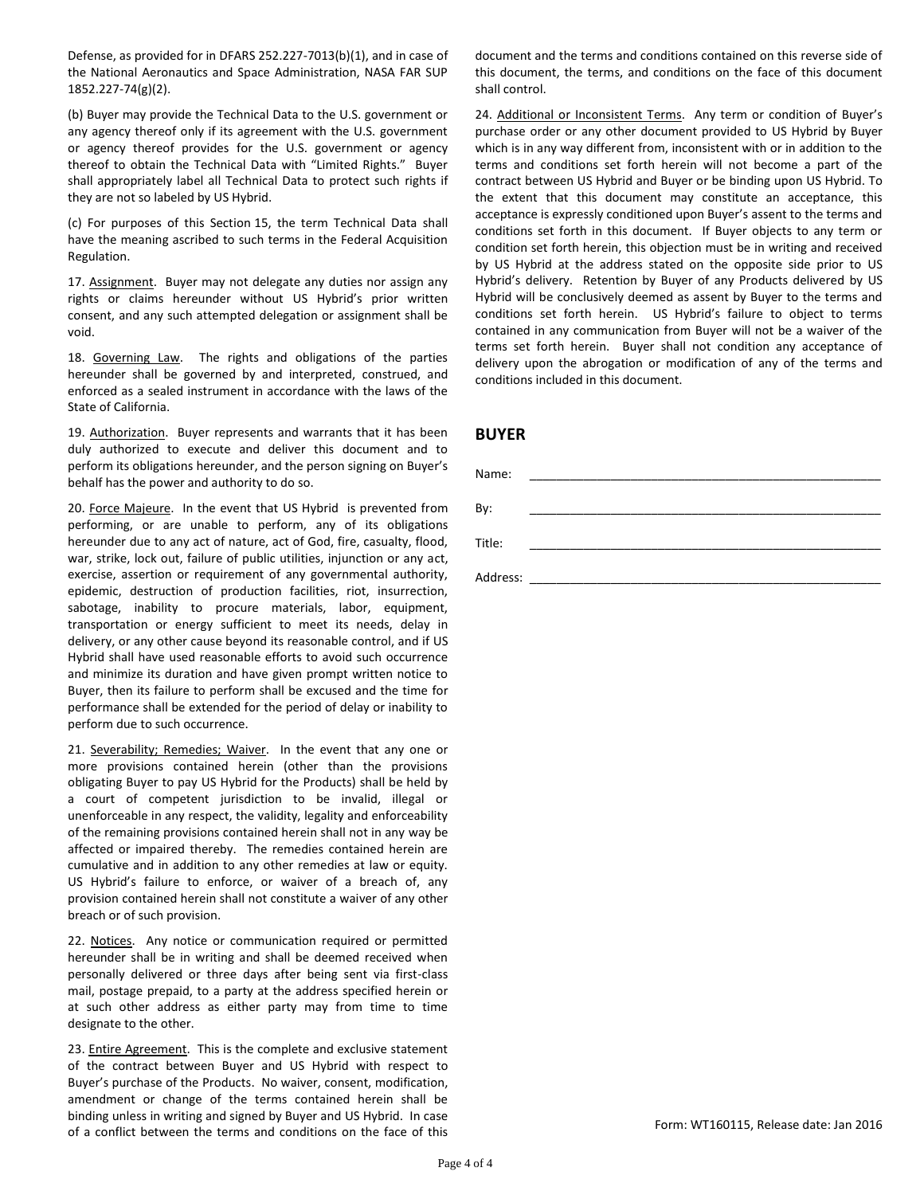Defense, as provided for in DFARS 252.227-7013(b)(1), and in case of the National Aeronautics and Space Administration, NASA FAR SUP 1852.227-74(g)(2).

(b) Buyer may provide the Technical Data to the U.S. government or any agency thereof only if its agreement with the U.S. government or agency thereof provides for the U.S. government or agency thereof to obtain the Technical Data with "Limited Rights." Buyer shall appropriately label all Technical Data to protect such rights if they are not so labeled by US Hybrid.

(c) For purposes of this Section 15, the term Technical Data shall have the meaning ascribed to such terms in the Federal Acquisition Regulation.

17. Assignment. Buyer may not delegate any duties nor assign any rights or claims hereunder without US Hybrid's prior written consent, and any such attempted delegation or assignment shall be void.

18. Governing Law. The rights and obligations of the parties hereunder shall be governed by and interpreted, construed, and enforced as a sealed instrument in accordance with the laws of the State of California.

19. Authorization. Buyer represents and warrants that it has been duly authorized to execute and deliver this document and to perform its obligations hereunder, and the person signing on Buyer's behalf has the power and authority to do so.

20. Force Majeure. In the event that US Hybrid is prevented from performing, or are unable to perform, any of its obligations hereunder due to any act of nature, act of God, fire, casualty, flood, war, strike, lock out, failure of public utilities, injunction or any act, exercise, assertion or requirement of any governmental authority, epidemic, destruction of production facilities, riot, insurrection, sabotage, inability to procure materials, labor, equipment, transportation or energy sufficient to meet its needs, delay in delivery, or any other cause beyond its reasonable control, and if US Hybrid shall have used reasonable efforts to avoid such occurrence and minimize its duration and have given prompt written notice to Buyer, then its failure to perform shall be excused and the time for performance shall be extended for the period of delay or inability to perform due to such occurrence.

21. Severability; Remedies; Waiver. In the event that any one or more provisions contained herein (other than the provisions obligating Buyer to pay US Hybrid for the Products) shall be held by a court of competent jurisdiction to be invalid, illegal or unenforceable in any respect, the validity, legality and enforceability of the remaining provisions contained herein shall not in any way be affected or impaired thereby. The remedies contained herein are cumulative and in addition to any other remedies at law or equity. US Hybrid's failure to enforce, or waiver of a breach of, any provision contained herein shall not constitute a waiver of any other breach or of such provision.

22. Notices. Any notice or communication required or permitted hereunder shall be in writing and shall be deemed received when personally delivered or three days after being sent via first-class mail, postage prepaid, to a party at the address specified herein or at such other address as either party may from time to time designate to the other.

23. Entire Agreement. This is the complete and exclusive statement of the contract between Buyer and US Hybrid with respect to Buyer's purchase of the Products. No waiver, consent, modification, amendment or change of the terms contained herein shall be binding unless in writing and signed by Buyer and US Hybrid. In case of a conflict between the terms and conditions on the face of this document and the terms and conditions contained on this reverse side of this document, the terms, and conditions on the face of this document shall control.

24. Additional or Inconsistent Terms. Any term or condition of Buyer's purchase order or any other document provided to US Hybrid by Buyer which is in any way different from, inconsistent with or in addition to the terms and conditions set forth herein will not become a part of the contract between US Hybrid and Buyer or be binding upon US Hybrid. To the extent that this document may constitute an acceptance, this acceptance is expressly conditioned upon Buyer's assent to the terms and conditions set forth in this document. If Buyer objects to any term or condition set forth herein, this objection must be in writing and received by US Hybrid at the address stated on the opposite side prior to US Hybrid's delivery. Retention by Buyer of any Products delivered by US Hybrid will be conclusively deemed as assent by Buyer to the terms and conditions set forth herein. US Hybrid's failure to object to terms contained in any communication from Buyer will not be a waiver of the terms set forth herein. Buyer shall not condition any acceptance of delivery upon the abrogation or modification of any of the terms and conditions included in this document.

## BUYER

Name: ______________________________________________

By: ______________________________________________

Title: ______________________________________________

Address: ______________________________________________

Form: WT160115, Release date: Jan 2016